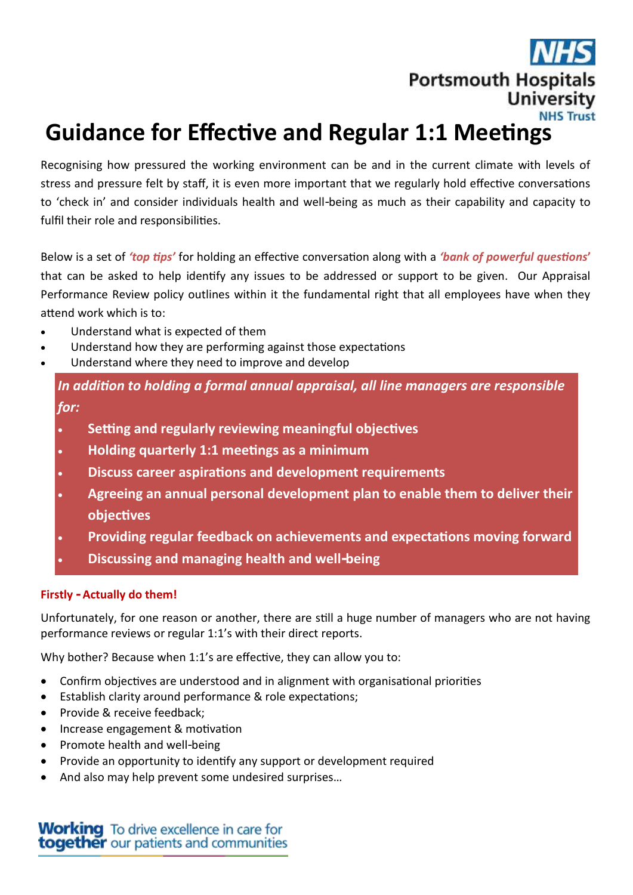# Guidance for Effective and Regular 1:1 Meetings

Recognising how pressured the working environment can be and in the current climate with levels of stress and pressure felt by staff, it is even more important that we regularly hold effective conversations to 'check in' and consider individuals health and well-being as much as their capability and capacity to fulfil their role and responsibilities.

Below is a set of ***'top tips'*** for holding an effective conversation along with a ***'bank of powerful questions'*** that can be asked to help identify any issues to be addressed or support to be given. Our Appraisal Performance Review policy outlines within it the fundamental right that all employees have when they attend work which is to:

- Understand what is expected of them
- Understand how they are performing against those expectations
- Understand where they need to improve and develop

***In addition to holding a formal annual appraisal, all line managers are responsible for:***

- **Setting and regularly reviewing meaningful objectives**
- **Holding quarterly 1:1 meetings as a minimum**
- **Discuss career aspirations and development requirements**
- **Agreeing an annual personal development plan to enable them to deliver their objectives**
- **Providing regular feedback on achievements and expectations moving forward**
- **Discussing and managing health and well-being**

**Firstly - Actually do them!**

Unfortunately, for one reason or another, there are still a huge number of managers who are not having performance reviews or regular 1:1's with their direct reports.

Why bother? Because when 1:1's are effective, they can allow you to:

- Confirm objectives are understood and in alignment with organisational priorities
- Establish clarity around performance & role expectations;
- Provide & receive feedback;
- Increase engagement & motivation
- Promote health and well-being
- Provide an opportunity to identify any support or development required
- And also may help prevent some undesired surprises…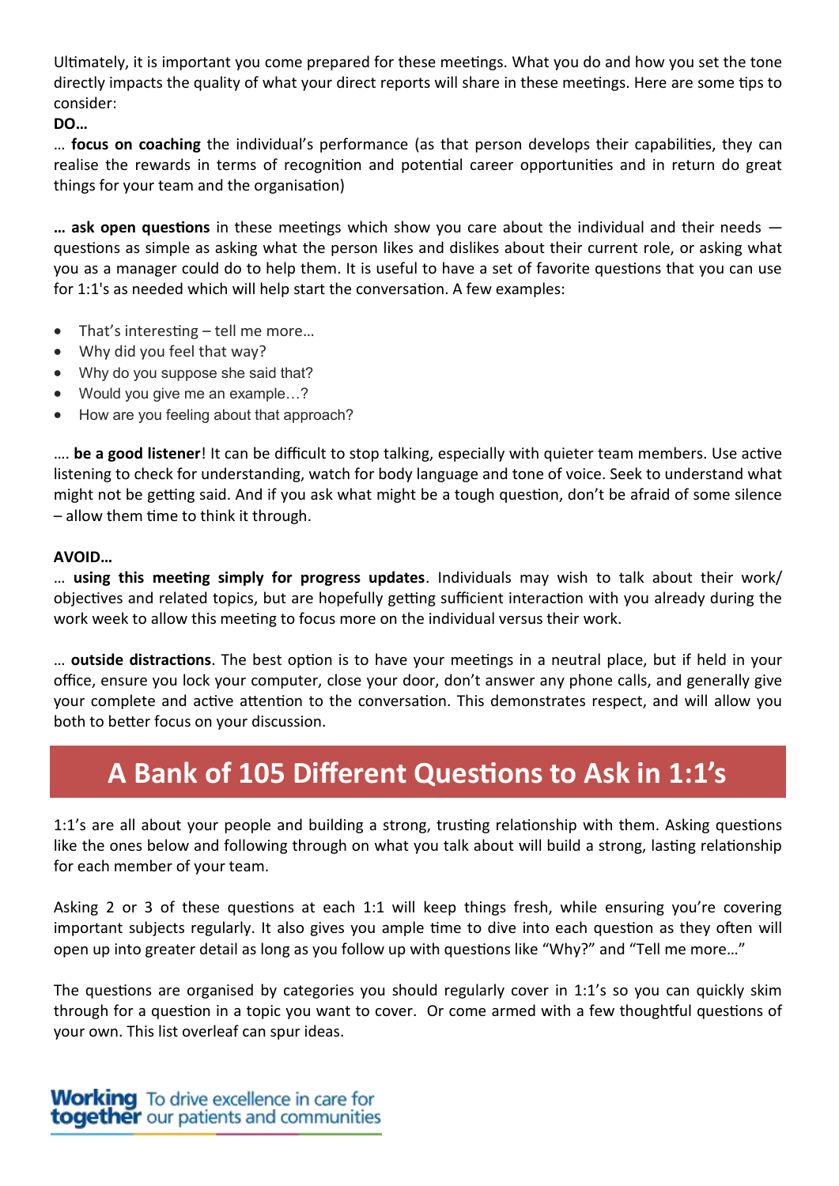Ultimately, it is important you come prepared for these meetings. What you do and how you set the tone directly impacts the quality of what your direct reports will share in these meetings. Here are some tips to consider:

**DO…**

… **focus on coaching** the individual's performance (as that person develops their capabilities, they can realise the rewards in terms of recognition and potential career opportunities and in return do great things for your team and the organisation)

**… ask open questions** in these meetings which show you care about the individual and their needs — questions as simple as asking what the person likes and dislikes about their current role, or asking what you as a manager could do to help them. It is useful to have a set of favorite questions that you can use for 1:1's as needed which will help start the conversation. A few examples:

- That's interesting – tell me more…
- Why did you feel that way?
- Why do you suppose she said that?
- Would you give me an example…?
- How are you feeling about that approach?

…. **be a good listener**! It can be difficult to stop talking, especially with quieter team members. Use active listening to check for understanding, watch for body language and tone of voice. Seek to understand what might not be getting said. And if you ask what might be a tough question, don't be afraid of some silence – allow them time to think it through.

**AVOID…**

… **using this meeting simply for progress updates**. Individuals may wish to talk about their work/ objectives and related topics, but are hopefully getting sufficient interaction with you already during the work week to allow this meeting to focus more on the individual versus their work.

… **outside distractions**. The best option is to have your meetings in a neutral place, but if held in your office, ensure you lock your computer, close your door, don't answer any phone calls, and generally give your complete and active attention to the conversation. This demonstrates respect, and will allow you both to better focus on your discussion.

## A Bank of 105 Different Questions to Ask in 1:1's

1:1's are all about your people and building a strong, trusting relationship with them. Asking questions like the ones below and following through on what you talk about will build a strong, lasting relationship for each member of your team.

Asking 2 or 3 of these questions at each 1:1 will keep things fresh, while ensuring you're covering important subjects regularly. It also gives you ample time to dive into each question as they often will open up into greater detail as long as you follow up with questions like "Why?" and "Tell me more…"

The questions are organised by categories you should regularly cover in 1:1's so you can quickly skim through for a question in a topic you want to cover. Or come armed with a few thoughtful questions of your own. This list overleaf can spur ideas.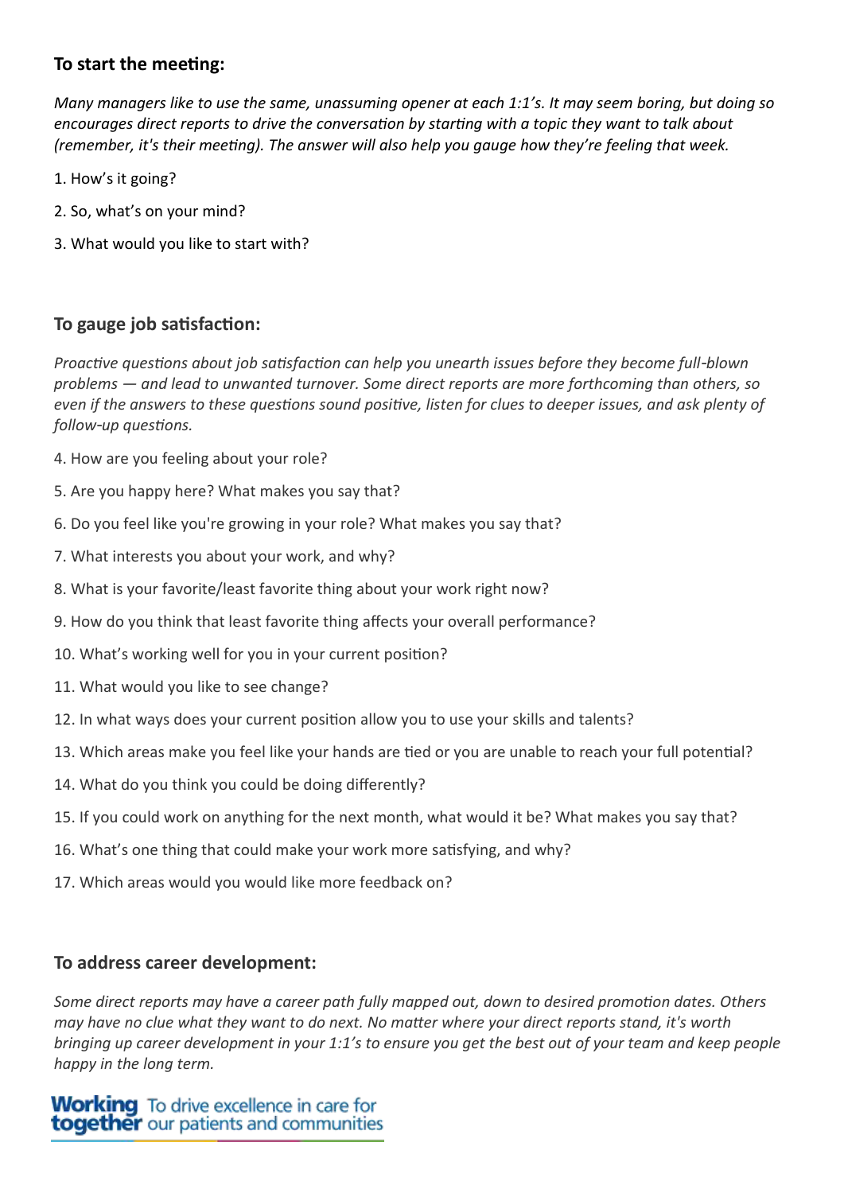**To start the meeting:**

*Many managers like to use the same, unassuming opener at each 1:1's. It may seem boring, but doing so encourages direct reports to drive the conversation by starting with a topic they want to talk about (remember, it's their meeting). The answer will also help you gauge how they're feeling that week.*

1. How's it going?
2. So, what's on your mind?
3. What would you like to start with?

**To gauge job satisfaction:**

*Proactive questions about job satisfaction can help you unearth issues before they become full-blown problems — and lead to unwanted turnover. Some direct reports are more forthcoming than others, so even if the answers to these questions sound positive, listen for clues to deeper issues, and ask plenty of follow-up questions.*

4. How are you feeling about your role?
5. Are you happy here? What makes you say that?
6. Do you feel like you're growing in your role? What makes you say that?
7. What interests you about your work, and why?
8. What is your favorite/least favorite thing about your work right now?
9. How do you think that least favorite thing affects your overall performance?
10. What's working well for you in your current position?
11. What would you like to see change?
12. In what ways does your current position allow you to use your skills and talents?
13. Which areas make you feel like your hands are tied or you are unable to reach your full potential?
14. What do you think you could be doing differently?
15. If you could work on anything for the next month, what would it be? What makes you say that?
16. What's one thing that could make your work more satisfying, and why?
17. Which areas would you would like more feedback on?

**To address career development:**

*Some direct reports may have a career path fully mapped out, down to desired promotion dates. Others may have no clue what they want to do next. No matter where your direct reports stand, it's worth bringing up career development in your 1:1's to ensure you get the best out of your team and keep people happy in the long term.*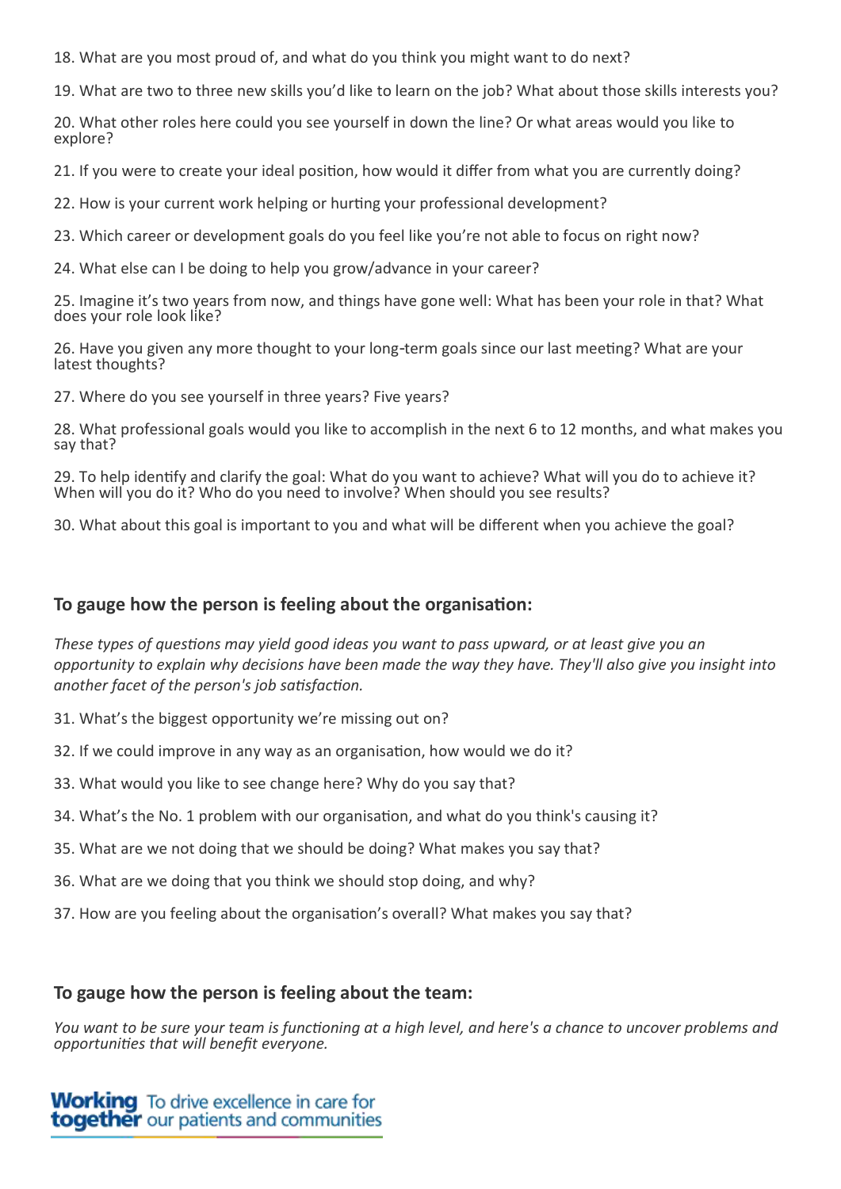18. What are you most proud of, and what do you think you might want to do next?

19. What are two to three new skills you'd like to learn on the job? What about those skills interests you?

20. What other roles here could you see yourself in down the line? Or what areas would you like to explore?

21. If you were to create your ideal position, how would it differ from what you are currently doing?

22. How is your current work helping or hurting your professional development?

23. Which career or development goals do you feel like you're not able to focus on right now?

24. What else can I be doing to help you grow/advance in your career?

25. Imagine it's two years from now, and things have gone well: What has been your role in that? What does your role look like?

26. Have you given any more thought to your long-term goals since our last meeting? What are your latest thoughts?

27. Where do you see yourself in three years? Five years?

28. What professional goals would you like to accomplish in the next 6 to 12 months, and what makes you say that?

29. To help identify and clarify the goal: What do you want to achieve? What will you do to achieve it? When will you do it? Who do you need to involve? When should you see results?

30. What about this goal is important to you and what will be different when you achieve the goal?

### To gauge how the person is feeling about the organisation:

*These types of questions may yield good ideas you want to pass upward, or at least give you an opportunity to explain why decisions have been made the way they have. They'll also give you insight into another facet of the person's job satisfaction.*

31. What's the biggest opportunity we're missing out on?

32. If we could improve in any way as an organisation, how would we do it?

33. What would you like to see change here? Why do you say that?

34. What's the No. 1 problem with our organisation, and what do you think's causing it?

35. What are we not doing that we should be doing? What makes you say that?

36. What are we doing that you think we should stop doing, and why?

37. How are you feeling about the organisation's overall? What makes you say that?

### To gauge how the person is feeling about the team:

*You want to be sure your team is functioning at a high level, and here's a chance to uncover problems and opportunities that will benefit everyone.*

**Working together** To drive excellence in care for our patients and communities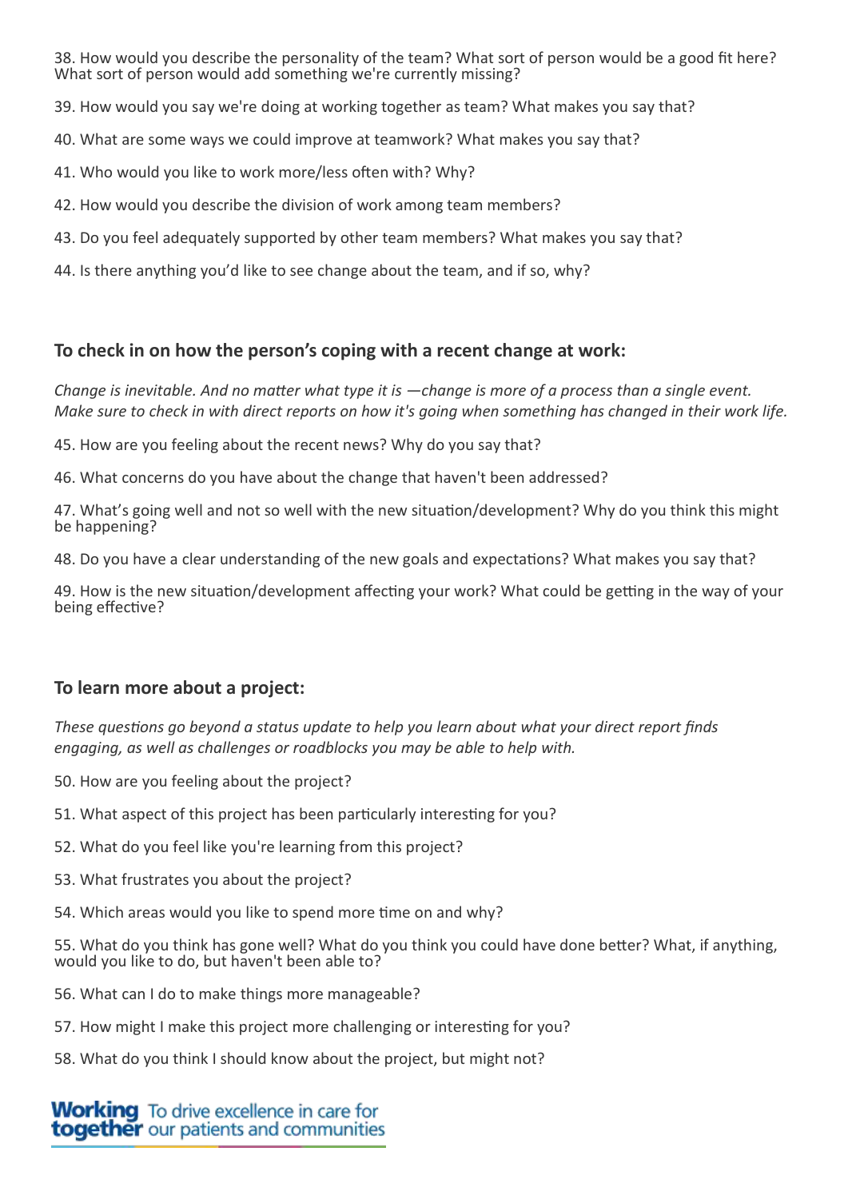38. How would you describe the personality of the team? What sort of person would be a good fit here? What sort of person would add something we're currently missing?

39. How would you say we're doing at working together as team? What makes you say that?

40. What are some ways we could improve at teamwork? What makes you say that?

41. Who would you like to work more/less often with? Why?

42. How would you describe the division of work among team members?

43. Do you feel adequately supported by other team members? What makes you say that?

44. Is there anything you'd like to see change about the team, and if so, why?

## To check in on how the person's coping with a recent change at work:

*Change is inevitable. And no matter what type it is —change is more of a process than a single event. Make sure to check in with direct reports on how it's going when something has changed in their work life.*

45. How are you feeling about the recent news? Why do you say that?

46. What concerns do you have about the change that haven't been addressed?

47. What's going well and not so well with the new situation/development? Why do you think this might be happening?

48. Do you have a clear understanding of the new goals and expectations? What makes you say that?

49. How is the new situation/development affecting your work? What could be getting in the way of your being effective?

## To learn more about a project:

*These questions go beyond a status update to help you learn about what your direct report finds engaging, as well as challenges or roadblocks you may be able to help with.*

50. How are you feeling about the project?

51. What aspect of this project has been particularly interesting for you?

52. What do you feel like you're learning from this project?

53. What frustrates you about the project?

54. Which areas would you like to spend more time on and why?

55. What do you think has gone well? What do you think you could have done better? What, if anything, would you like to do, but haven't been able to?

56. What can I do to make things more manageable?

57. How might I make this project more challenging or interesting for you?

58. What do you think I should know about the project, but might not?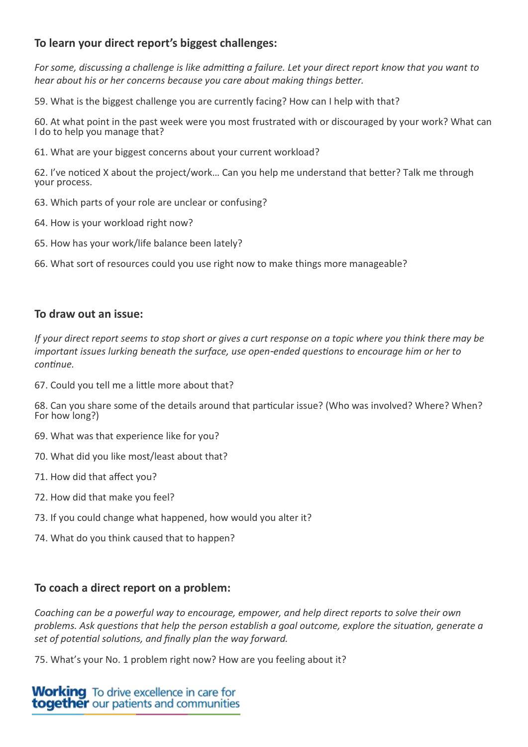### To learn your direct report's biggest challenges:

*For some, discussing a challenge is like admitting a failure. Let your direct report know that you want to hear about his or her concerns because you care about making things better.*

59. What is the biggest challenge you are currently facing? How can I help with that?

60. At what point in the past week were you most frustrated with or discouraged by your work? What can I do to help you manage that?

61. What are your biggest concerns about your current workload?

62. I've noticed X about the project/work… Can you help me understand that better? Talk me through your process.

63. Which parts of your role are unclear or confusing?

64. How is your workload right now?

65. How has your work/life balance been lately?

66. What sort of resources could you use right now to make things more manageable?

### To draw out an issue:

*If your direct report seems to stop short or gives a curt response on a topic where you think there may be important issues lurking beneath the surface, use open-ended questions to encourage him or her to continue.*

67. Could you tell me a little more about that?

68. Can you share some of the details around that particular issue? (Who was involved? Where? When? For how long?)

69. What was that experience like for you?

70. What did you like most/least about that?

71. How did that affect you?

72. How did that make you feel?

73. If you could change what happened, how would you alter it?

74. What do you think caused that to happen?

### To coach a direct report on a problem:

*Coaching can be a powerful way to encourage, empower, and help direct reports to solve their own problems. Ask questions that help the person establish a goal outcome, explore the situation, generate a set of potential solutions, and finally plan the way forward.*

75. What's your No. 1 problem right now? How are you feeling about it?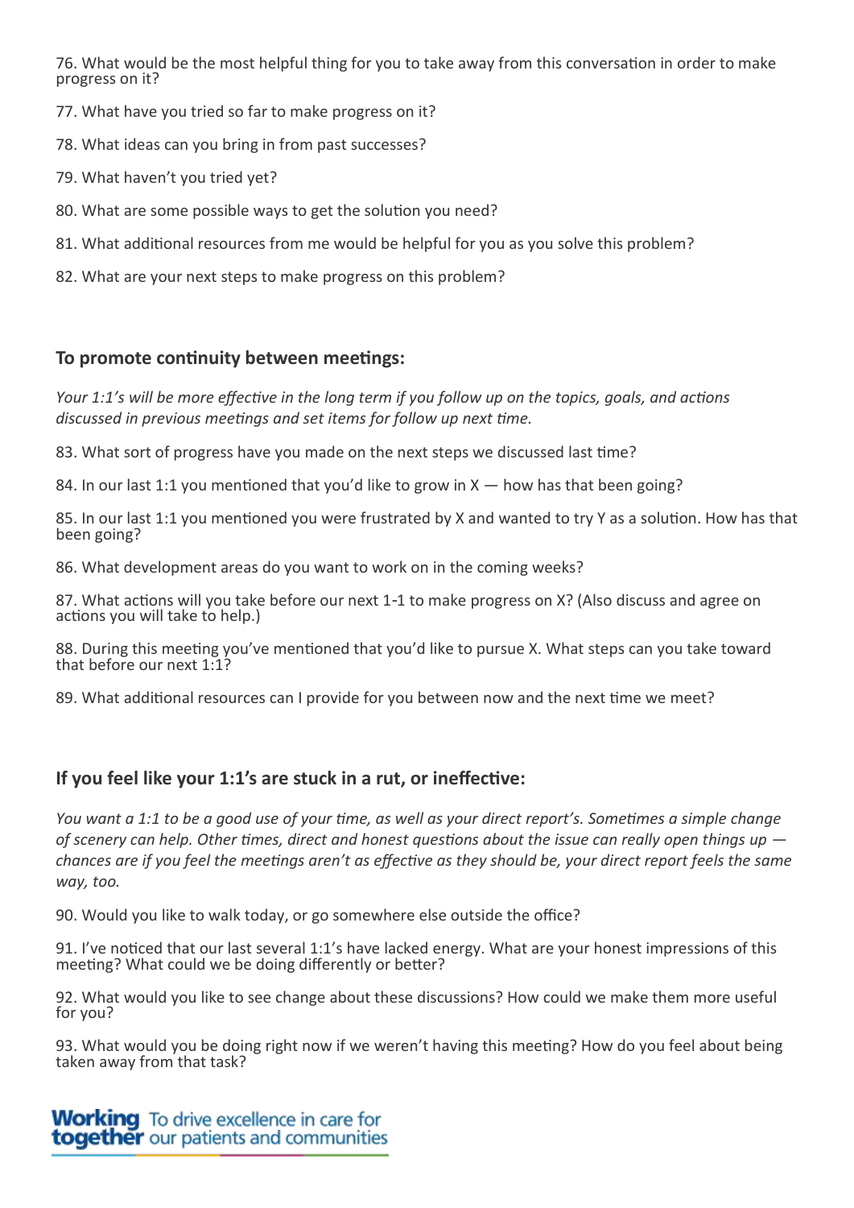76. What would be the most helpful thing for you to take away from this conversation in order to make progress on it?

77. What have you tried so far to make progress on it?

78. What ideas can you bring in from past successes?

79. What haven't you tried yet?

80. What are some possible ways to get the solution you need?

81. What additional resources from me would be helpful for you as you solve this problem?

82. What are your next steps to make progress on this problem?

## To promote continuity between meetings:

*Your 1:1's will be more effective in the long term if you follow up on the topics, goals, and actions discussed in previous meetings and set items for follow up next time.*

83. What sort of progress have you made on the next steps we discussed last time?

84. In our last 1:1 you mentioned that you'd like to grow in X — how has that been going?

85. In our last 1:1 you mentioned you were frustrated by X and wanted to try Y as a solution. How has that been going?

86. What development areas do you want to work on in the coming weeks?

87. What actions will you take before our next 1-1 to make progress on X? (Also discuss and agree on actions you will take to help.)

88. During this meeting you've mentioned that you'd like to pursue X. What steps can you take toward that before our next 1:1?

89. What additional resources can I provide for you between now and the next time we meet?

## If you feel like your 1:1's are stuck in a rut, or ineffective:

*You want a 1:1 to be a good use of your time, as well as your direct report's. Sometimes a simple change of scenery can help. Other times, direct and honest questions about the issue can really open things up — chances are if you feel the meetings aren't as effective as they should be, your direct report feels the same way, too.*

90. Would you like to walk today, or go somewhere else outside the office?

91. I've noticed that our last several 1:1's have lacked energy. What are your honest impressions of this meeting? What could we be doing differently or better?

92. What would you like to see change about these discussions? How could we make them more useful for you?

93. What would you be doing right now if we weren't having this meeting? How do you feel about being taken away from that task?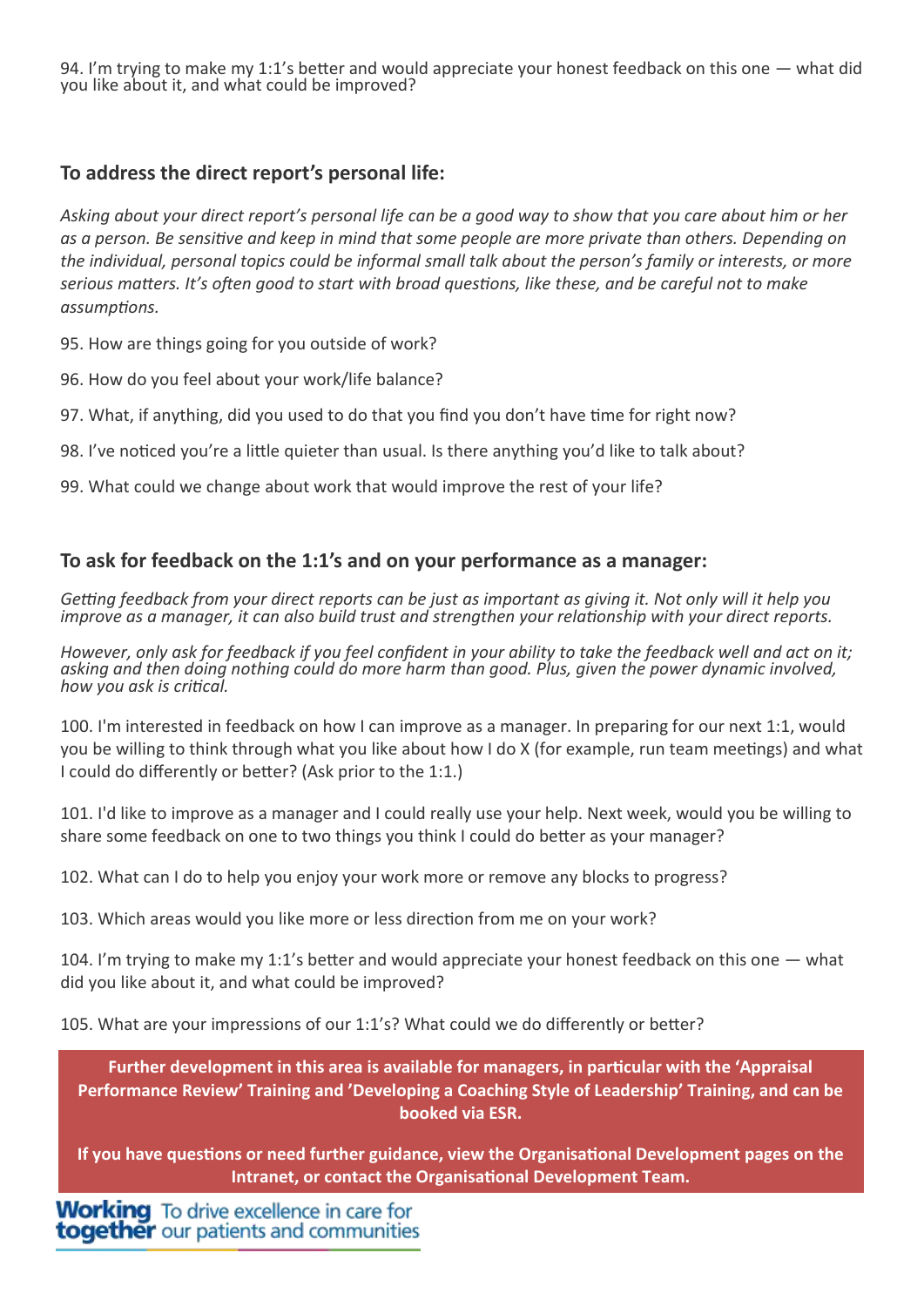94. I'm trying to make my 1:1's better and would appreciate your honest feedback on this one — what did you like about it, and what could be improved?

## To address the direct report's personal life:

*Asking about your direct report's personal life can be a good way to show that you care about him or her as a person. Be sensitive and keep in mind that some people are more private than others. Depending on the individual, personal topics could be informal small talk about the person's family or interests, or more serious matters. It's often good to start with broad questions, like these, and be careful not to make assumptions.*

95. How are things going for you outside of work?

96. How do you feel about your work/life balance?

97. What, if anything, did you used to do that you find you don't have time for right now?

98. I've noticed you're a little quieter than usual. Is there anything you'd like to talk about?

99. What could we change about work that would improve the rest of your life?

## To ask for feedback on the 1:1's and on your performance as a manager:

*Getting feedback from your direct reports can be just as important as giving it. Not only will it help you improve as a manager, it can also build trust and strengthen your relationship with your direct reports.*

*However, only ask for feedback if you feel confident in your ability to take the feedback well and act on it; asking and then doing nothing could do more harm than good. Plus, given the power dynamic involved, how you ask is critical.*

100. I'm interested in feedback on how I can improve as a manager. In preparing for our next 1:1, would you be willing to think through what you like about how I do X (for example, run team meetings) and what I could do differently or better? (Ask prior to the 1:1.)

101. I'd like to improve as a manager and I could really use your help. Next week, would you be willing to share some feedback on one to two things you think I could do better as your manager?

102. What can I do to help you enjoy your work more or remove any blocks to progress?

103. Which areas would you like more or less direction from me on your work?

104. I'm trying to make my 1:1's better and would appreciate your honest feedback on this one — what did you like about it, and what could be improved?

105. What are your impressions of our 1:1's? What could we do differently or better?

**Further development in this area is available for managers, in particular with the 'Appraisal Performance Review' Training and 'Developing a Coaching Style of Leadership' Training, and can be booked via ESR.**

**If you have questions or need further guidance, view the Organisational Development pages on the Intranet, or contact the Organisational Development Team.**

**Working together** To drive excellence in care for our patients and communities